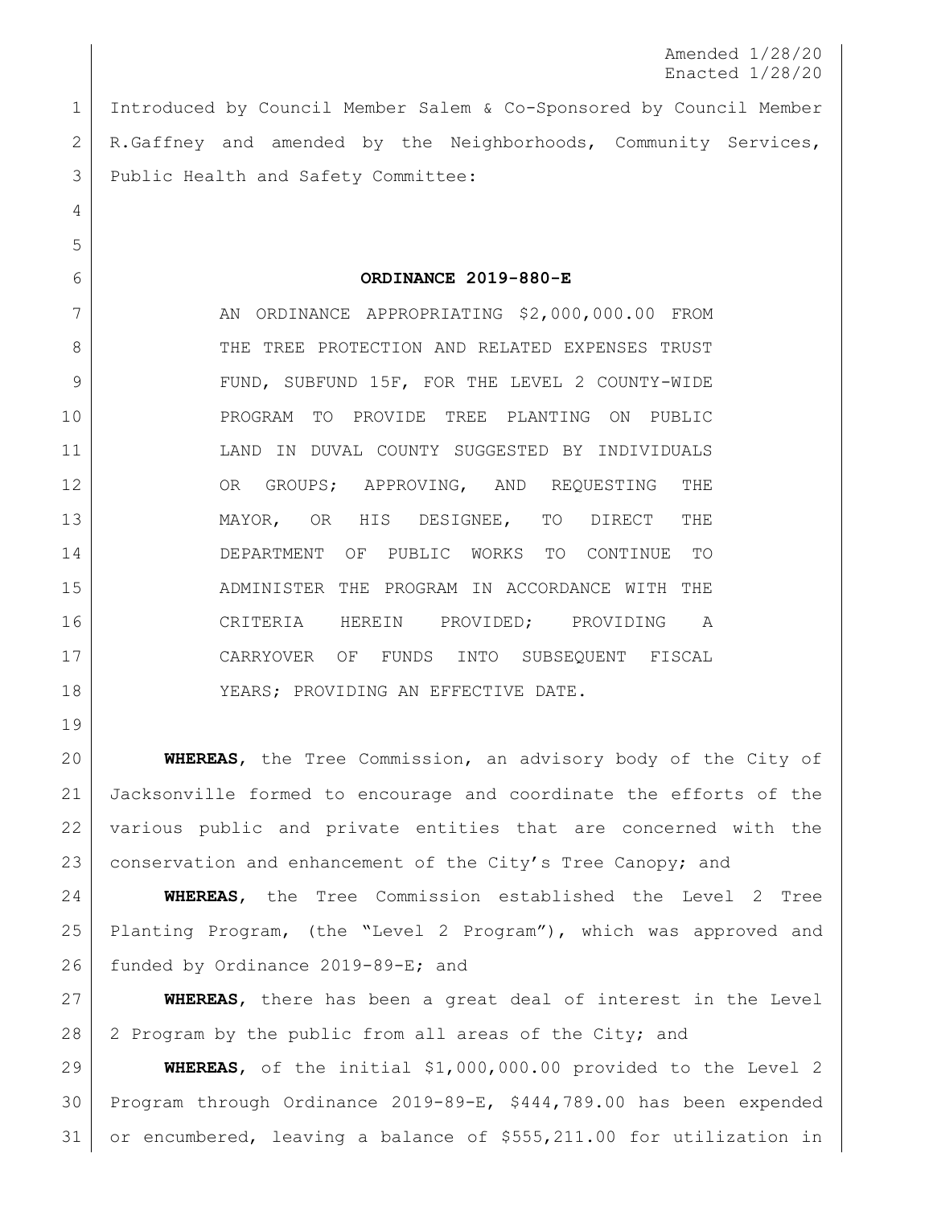Amended 1/28/20
Enacted 1/28/20

Introduced by Council Member Salem & Co-Sponsored by Council Member R.Gaffney and amended by the Neighborhoods, Community Services, Public Health and Safety Committee:

**ORDINANCE 2019-880-E**

AN ORDINANCE APPROPRIATING $2,000,000.00 FROM THE TREE PROTECTION AND RELATED EXPENSES TRUST FUND, SUBFUND 15F, FOR THE LEVEL 2 COUNTY-WIDE PROGRAM TO PROVIDE TREE PLANTING ON PUBLIC LAND IN DUVAL COUNTY SUGGESTED BY INDIVIDUALS OR GROUPS; APPROVING, AND REQUESTING THE MAYOR, OR HIS DESIGNEE, TO DIRECT THE DEPARTMENT OF PUBLIC WORKS TO CONTINUE TO ADMINISTER THE PROGRAM IN ACCORDANCE WITH THE CRITERIA HEREIN PROVIDED; PROVIDING A CARRYOVER OF FUNDS INTO SUBSEQUENT FISCAL YEARS; PROVIDING AN EFFECTIVE DATE.

**WHEREAS**, the Tree Commission, an advisory body of the City of Jacksonville formed to encourage and coordinate the efforts of the various public and private entities that are concerned with the conservation and enhancement of the City's Tree Canopy; and

**WHEREAS**, the Tree Commission established the Level 2 Tree Planting Program, (the "Level 2 Program"), which was approved and funded by Ordinance 2019-89-E; and

**WHEREAS**, there has been a great deal of interest in the Level 2 Program by the public from all areas of the City; and

**WHEREAS**, of the initial $1,000,000.00 provided to the Level 2 Program through Ordinance 2019-89-E, $444,789.00 has been expended or encumbered, leaving a balance of $555,211.00 for utilization in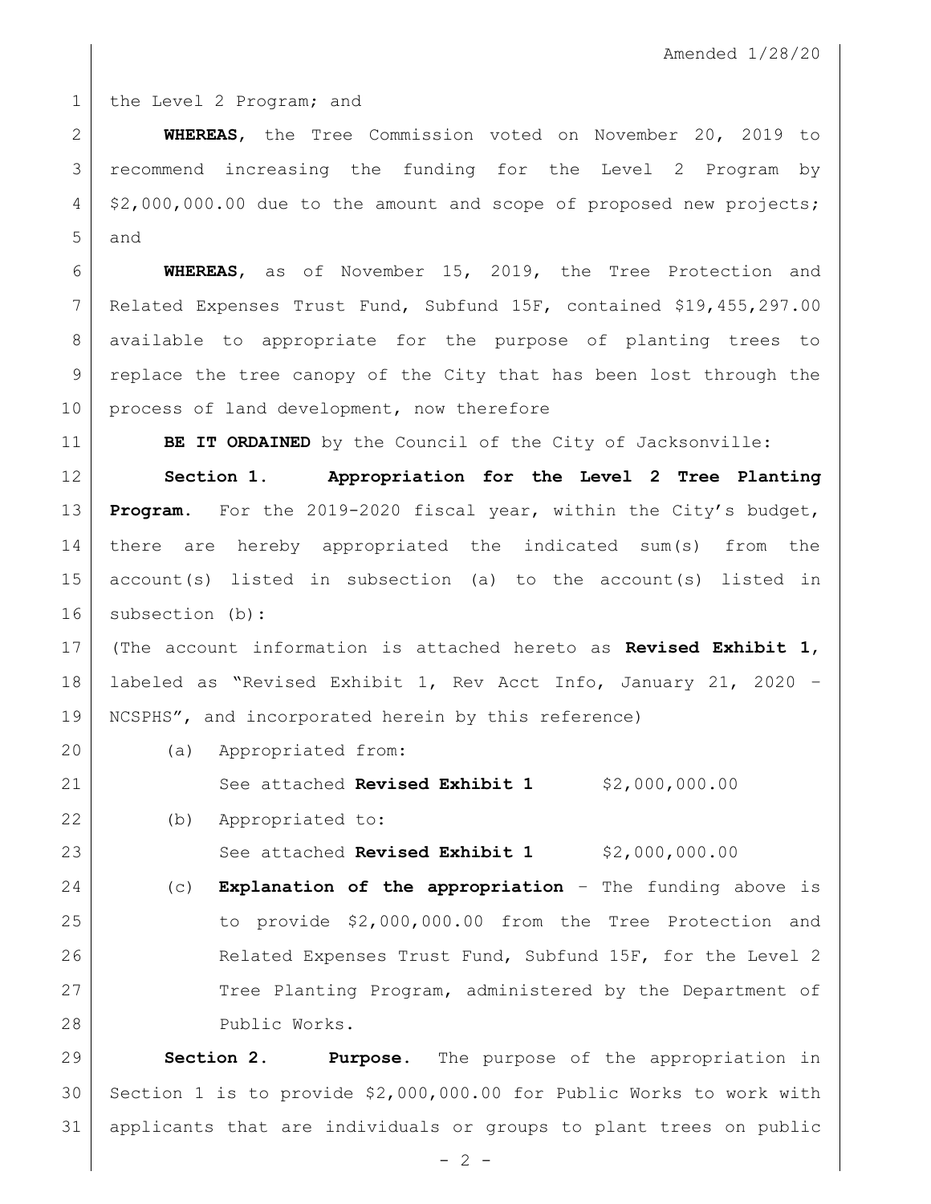the Level 2 Program; and

**WHEREAS**, the Tree Commission voted on November 20, 2019 to recommend increasing the funding for the Level 2 Program by $2,000,000.00 due to the amount and scope of proposed new projects; and

**WHEREAS**, as of November 15, 2019, the Tree Protection and Related Expenses Trust Fund, Subfund 15F, contained $19,455,297.00 available to appropriate for the purpose of planting trees to replace the tree canopy of the City that has been lost through the process of land development, now therefore

**BE IT ORDAINED** by the Council of the City of Jacksonville:

**Section 1. Appropriation for the Level 2 Tree Planting Program.** For the 2019-2020 fiscal year, within the City's budget, there are hereby appropriated the indicated sum(s) from the account(s) listed in subsection (a) to the account(s) listed in subsection (b):

(The account information is attached hereto as **Revised Exhibit 1**, labeled as "Revised Exhibit 1, Rev Acct Info, January 21, 2020 – NCSPHS", and incorporated herein by this reference)

(a) Appropriated from:

See attached **Revised Exhibit 1** $2,000,000.00

(b) Appropriated to:

See attached **Revised Exhibit 1** $2,000,000.00

(c) **Explanation of the appropriation** – The funding above is to provide $2,000,000.00 from the Tree Protection and Related Expenses Trust Fund, Subfund 15F, for the Level 2 Tree Planting Program, administered by the Department of Public Works.

**Section 2. Purpose.** The purpose of the appropriation in Section 1 is to provide $2,000,000.00 for Public Works to work with applicants that are individuals or groups to plant trees on public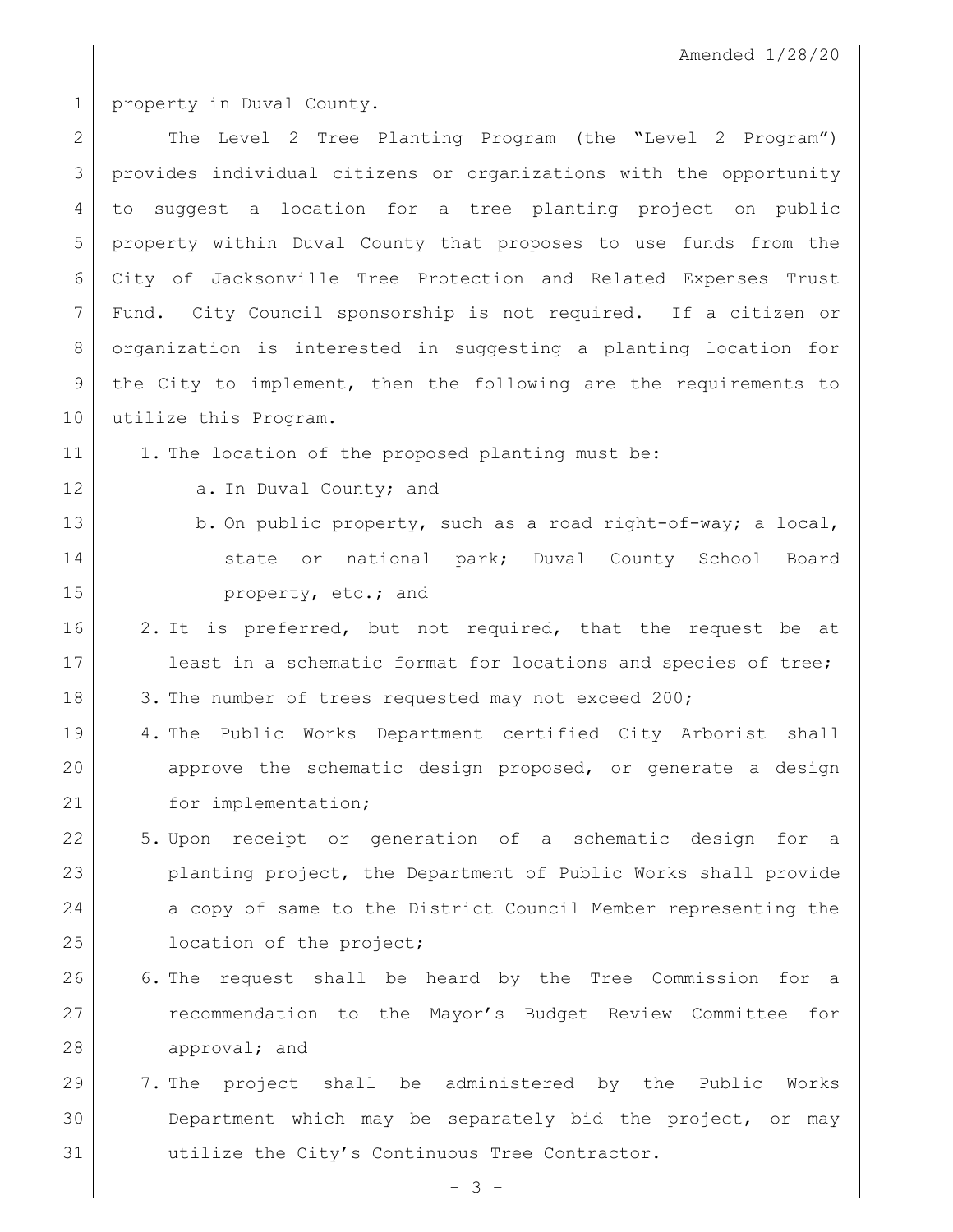property in Duval County.

The Level 2 Tree Planting Program (the "Level 2 Program") provides individual citizens or organizations with the opportunity to suggest a location for a tree planting project on public property within Duval County that proposes to use funds from the City of Jacksonville Tree Protection and Related Expenses Trust Fund. City Council sponsorship is not required. If a citizen or organization is interested in suggesting a planting location for the City to implement, then the following are the requirements to utilize this Program.

1. The location of the proposed planting must be:
   a. In Duval County; and
   b. On public property, such as a road right-of-way; a local, state or national park; Duval County School Board property, etc.; and
2. It is preferred, but not required, that the request be at least in a schematic format for locations and species of tree;
3. The number of trees requested may not exceed 200;
4. The Public Works Department certified City Arborist shall approve the schematic design proposed, or generate a design for implementation;
5. Upon receipt or generation of a schematic design for a planting project, the Department of Public Works shall provide a copy of same to the District Council Member representing the location of the project;
6. The request shall be heard by the Tree Commission for a recommendation to the Mayor's Budget Review Committee for approval; and
7. The project shall be administered by the Public Works Department which may be separately bid the project, or may utilize the City's Continuous Tree Contractor.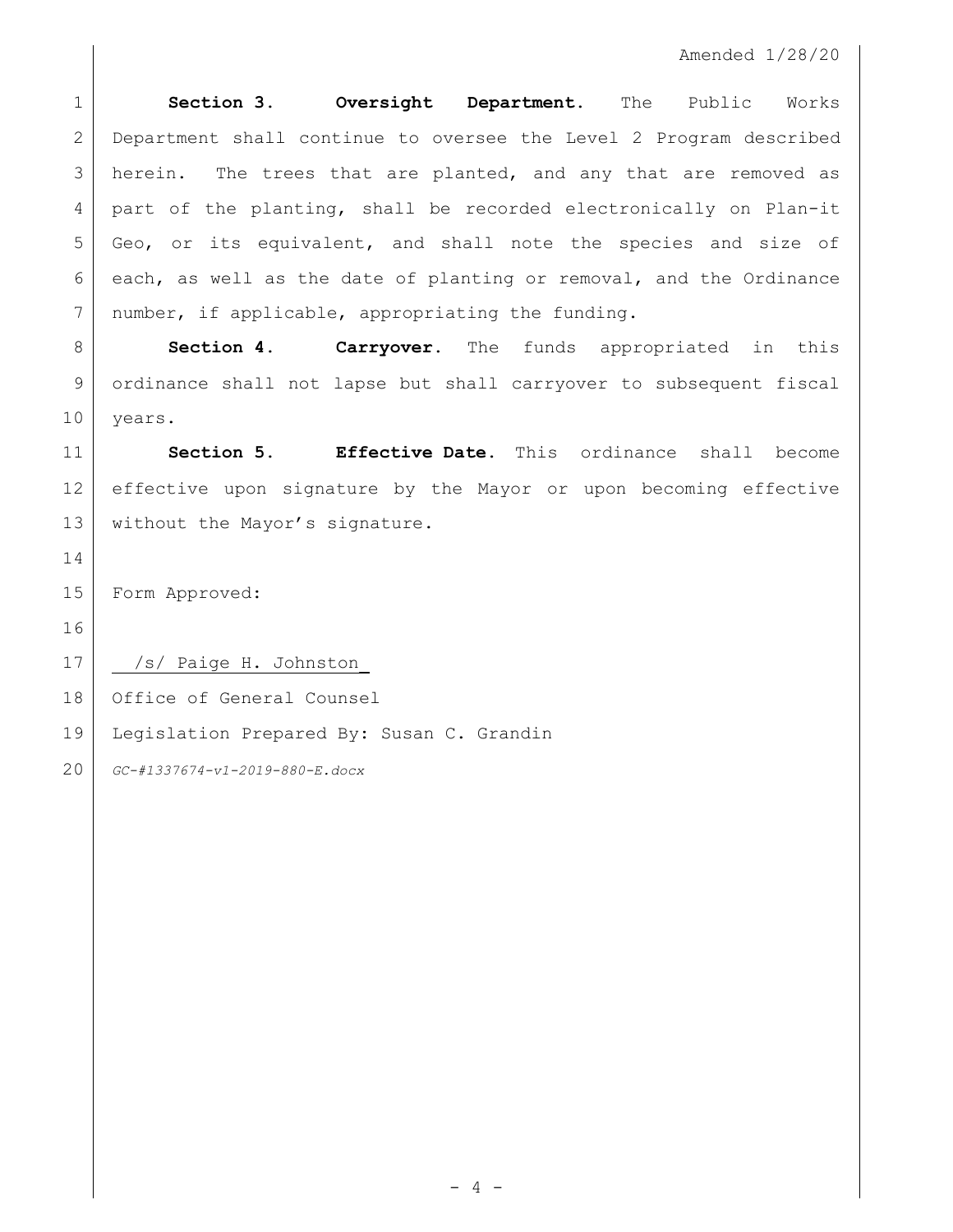Amended 1/28/20

**Section 3. Oversight Department.** The Public Works Department shall continue to oversee the Level 2 Program described herein. The trees that are planted, and any that are removed as part of the planting, shall be recorded electronically on Plan-it Geo, or its equivalent, and shall note the species and size of each, as well as the date of planting or removal, and the Ordinance number, if applicable, appropriating the funding.

**Section 4. Carryover.** The funds appropriated in this ordinance shall not lapse but shall carryover to subsequent fiscal years.

**Section 5. Effective Date.** This ordinance shall become effective upon signature by the Mayor or upon becoming effective without the Mayor's signature.

Form Approved:

/s/ Paige H. Johnston

Office of General Counsel

Legislation Prepared By: Susan C. Grandin

*GC-#1337674-v1-2019-880-E.docx*